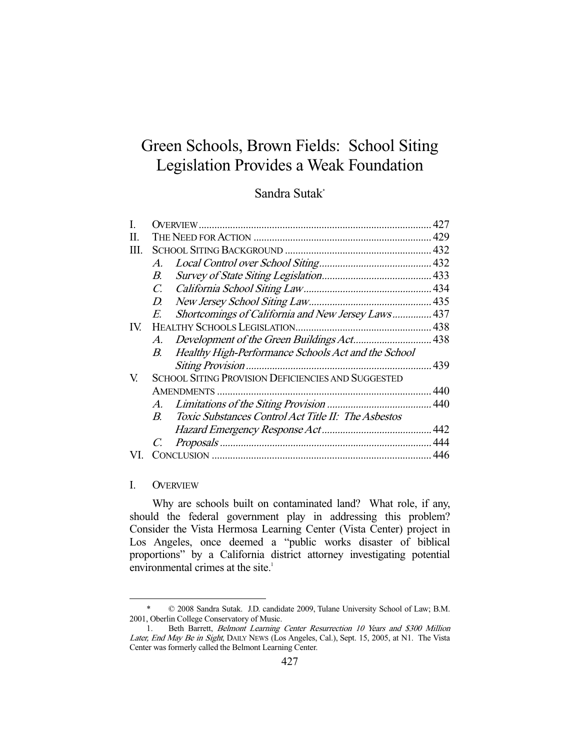# Green Schools, Brown Fields: School Siting Legislation Provides a Weak Foundation

Sandra Sutak*

| | | |
|---|---|---|
| I. | OVERVIEW | 427 |
| II. | THE NEED FOR ACTION | 429 |
| III. | SCHOOL SITING BACKGROUND | 432 |
| | A. *Local Control over School Siting* | 432 |
| | B. *Survey of State Siting Legislation* | 433 |
| | C. *California School Siting Law* | 434 |
| | D. *New Jersey School Siting Law* | 435 |
| | E. *Shortcomings of California and New Jersey Laws* | 437 |
| IV. | HEALTHY SCHOOLS LEGISLATION | 438 |
| | A. *Development of the Green Buildings Act* | 438 |
| | B. *Healthy High-Performance Schools Act and the School Siting Provision* | 439 |
| V. | SCHOOL SITING PROVISION DEFICIENCIES AND SUGGESTED AMENDMENTS | 440 |
| | A. *Limitations of the Siting Provision* | 440 |
| | B. *Toxic Substances Control Act Title II: The Asbestos Hazard Emergency Response Act* | 442 |
| | C. *Proposals* | 444 |
| VI. | CONCLUSION | 446 |

## I. OVERVIEW

Why are schools built on contaminated land? What role, if any, should the federal government play in addressing this problem? Consider the Vista Hermosa Learning Center (Vista Center) project in Los Angeles, once deemed a "public works disaster of biblical proportions" by a California district attorney investigating potential environmental crimes at the site.[1]

---

\* © 2008 Sandra Sutak. J.D. candidate 2009, Tulane University School of Law; B.M. 2001, Oberlin College Conservatory of Music.

1. Beth Barrett, *Belmont Learning Center Resurrection 10 Years and $300 Million Later, End May Be in Sight*, DAILY NEWS (Los Angeles, Cal.), Sept. 15, 2005, at N1. The Vista Center was formerly called the Belmont Learning Center.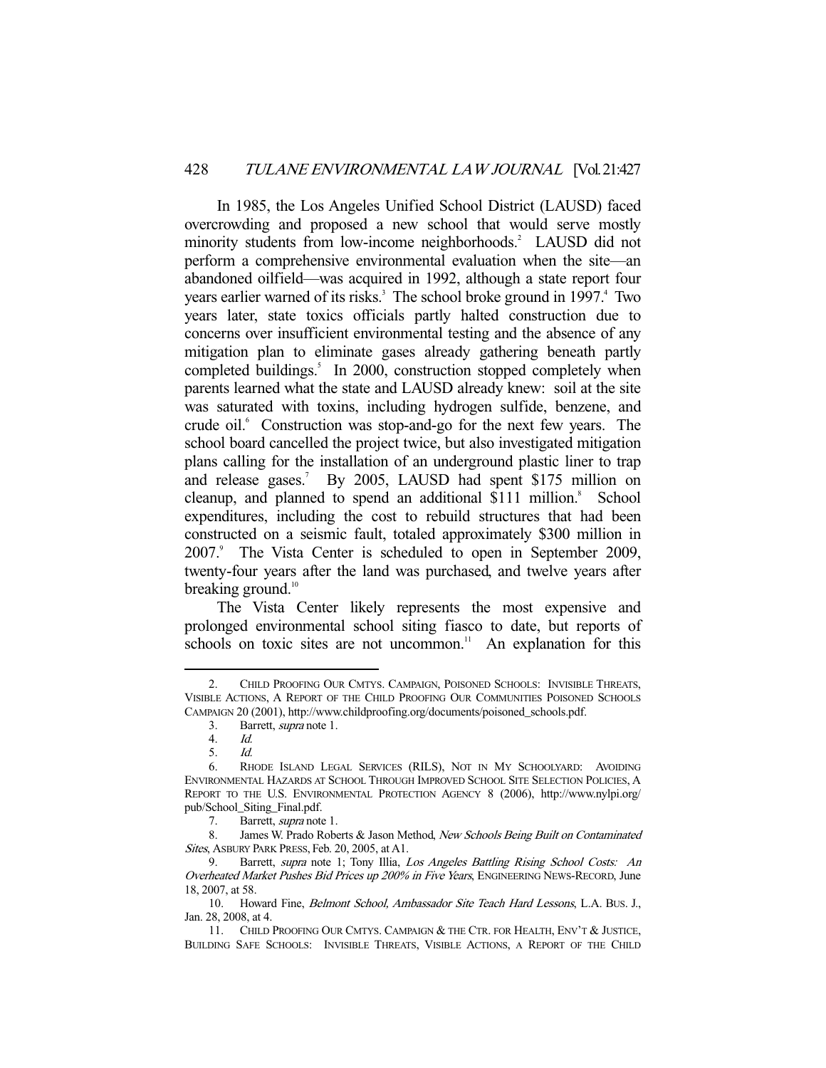In 1985, the Los Angeles Unified School District (LAUSD) faced overcrowding and proposed a new school that would serve mostly minority students from low-income neighborhoods.[2] LAUSD did not perform a comprehensive environmental evaluation when the site—an abandoned oilfield—was acquired in 1992, although a state report four years earlier warned of its risks.[3] The school broke ground in 1997.[4] Two years later, state toxics officials partly halted construction due to concerns over insufficient environmental testing and the absence of any mitigation plan to eliminate gases already gathering beneath partly completed buildings.[5] In 2000, construction stopped completely when parents learned what the state and LAUSD already knew: soil at the site was saturated with toxins, including hydrogen sulfide, benzene, and crude oil.[6] Construction was stop-and-go for the next few years. The school board cancelled the project twice, but also investigated mitigation plans calling for the installation of an underground plastic liner to trap and release gases.[7] By 2005, LAUSD had spent $175 million on cleanup, and planned to spend an additional $111 million.[8] School expenditures, including the cost to rebuild structures that had been constructed on a seismic fault, totaled approximately $300 million in 2007.[9] The Vista Center is scheduled to open in September 2009, twenty-four years after the land was purchased, and twelve years after breaking ground.[10]

The Vista Center likely represents the most expensive and prolonged environmental school siting fiasco to date, but reports of schools on toxic sites are not uncommon.[11] An explanation for this

---

2. CHILD PROOFING OUR CMTYS. CAMPAIGN, POISONED SCHOOLS: INVISIBLE THREATS, VISIBLE ACTIONS, A REPORT OF THE CHILD PROOFING OUR COMMUNITIES POISONED SCHOOLS CAMPAIGN 20 (2001), http://www.childproofing.org/documents/poisoned_schools.pdf.

3. Barrett, *supra* note 1.

4. *Id.*

5. *Id.*

6. RHODE ISLAND LEGAL SERVICES (RILS), NOT IN MY SCHOOLYARD: AVOIDING ENVIRONMENTAL HAZARDS AT SCHOOL THROUGH IMPROVED SCHOOL SITE SELECTION POLICIES, A REPORT TO THE U.S. ENVIRONMENTAL PROTECTION AGENCY 8 (2006), http://www.nylpi.org/pub/School_Siting_Final.pdf.

7. Barrett, *supra* note 1.

8. James W. Prado Roberts & Jason Method, *New Schools Being Built on Contaminated Sites*, ASBURY PARK PRESS, Feb. 20, 2005, at A1.

9. Barrett, *supra* note 1; Tony Illia, *Los Angeles Battling Rising School Costs: An Overheated Market Pushes Bid Prices up 200% in Five Years*, ENGINEERING NEWS-RECORD, June 18, 2007, at 58.

10. Howard Fine, *Belmont School, Ambassador Site Teach Hard Lessons*, L.A. BUS. J., Jan. 28, 2008, at 4.

11. CHILD PROOFING OUR CMTYS. CAMPAIGN & THE CTR. FOR HEALTH, ENV'T & JUSTICE, BUILDING SAFE SCHOOLS: INVISIBLE THREATS, VISIBLE ACTIONS, A REPORT OF THE CHILD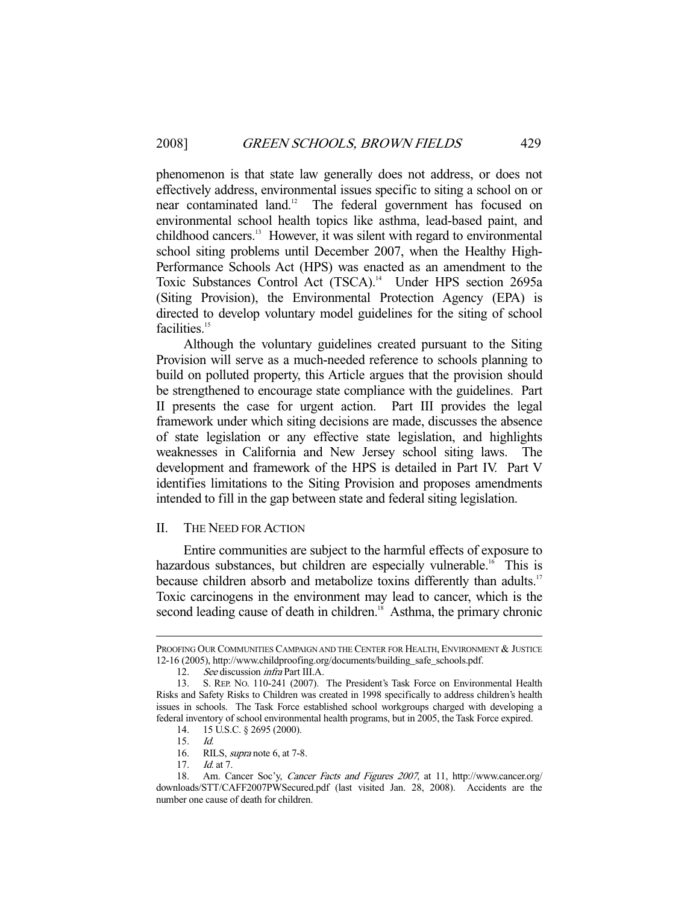phenomenon is that state law generally does not address, or does not effectively address, environmental issues specific to siting a school on or near contaminated land.[12] The federal government has focused on environmental school health topics like asthma, lead-based paint, and childhood cancers.[13] However, it was silent with regard to environmental school siting problems until December 2007, when the Healthy High-Performance Schools Act (HPS) was enacted as an amendment to the Toxic Substances Control Act (TSCA).[14] Under HPS section 2695a (Siting Provision), the Environmental Protection Agency (EPA) is directed to develop voluntary model guidelines for the siting of school facilities.[15]

Although the voluntary guidelines created pursuant to the Siting Provision will serve as a much-needed reference to schools planning to build on polluted property, this Article argues that the provision should be strengthened to encourage state compliance with the guidelines. Part II presents the case for urgent action. Part III provides the legal framework under which siting decisions are made, discusses the absence of state legislation or any effective state legislation, and highlights weaknesses in California and New Jersey school siting laws. The development and framework of the HPS is detailed in Part IV. Part V identifies limitations to the Siting Provision and proposes amendments intended to fill in the gap between state and federal siting legislation.

## II. The Need for Action

Entire communities are subject to the harmful effects of exposure to hazardous substances, but children are especially vulnerable.[16] This is because children absorb and metabolize toxins differently than adults.[17] Toxic carcinogens in the environment may lead to cancer, which is the second leading cause of death in children.[18] Asthma, the primary chronic

---

Proofing Our Communities Campaign and the Center for Health, Environment & Justice 12-16 (2005), http://www.childproofing.org/documents/building_safe_schools.pdf.

12. *See* discussion *infra* Part III.A.

13. S. Rep. No. 110-241 (2007). The President's Task Force on Environmental Health Risks and Safety Risks to Children was created in 1998 specifically to address children's health issues in schools. The Task Force established school workgroups charged with developing a federal inventory of school environmental health programs, but in 2005, the Task Force expired.

14. 15 U.S.C. § 2695 (2000).

15. *Id.*

16. RILS, *supra* note 6, at 7-8.

17. *Id.* at 7.

18. Am. Cancer Soc'y, *Cancer Facts and Figures 2007*, at 11, http://www.cancer.org/downloads/STT/CAFF2007PWSecured.pdf (last visited Jan. 28, 2008). Accidents are the number one cause of death for children.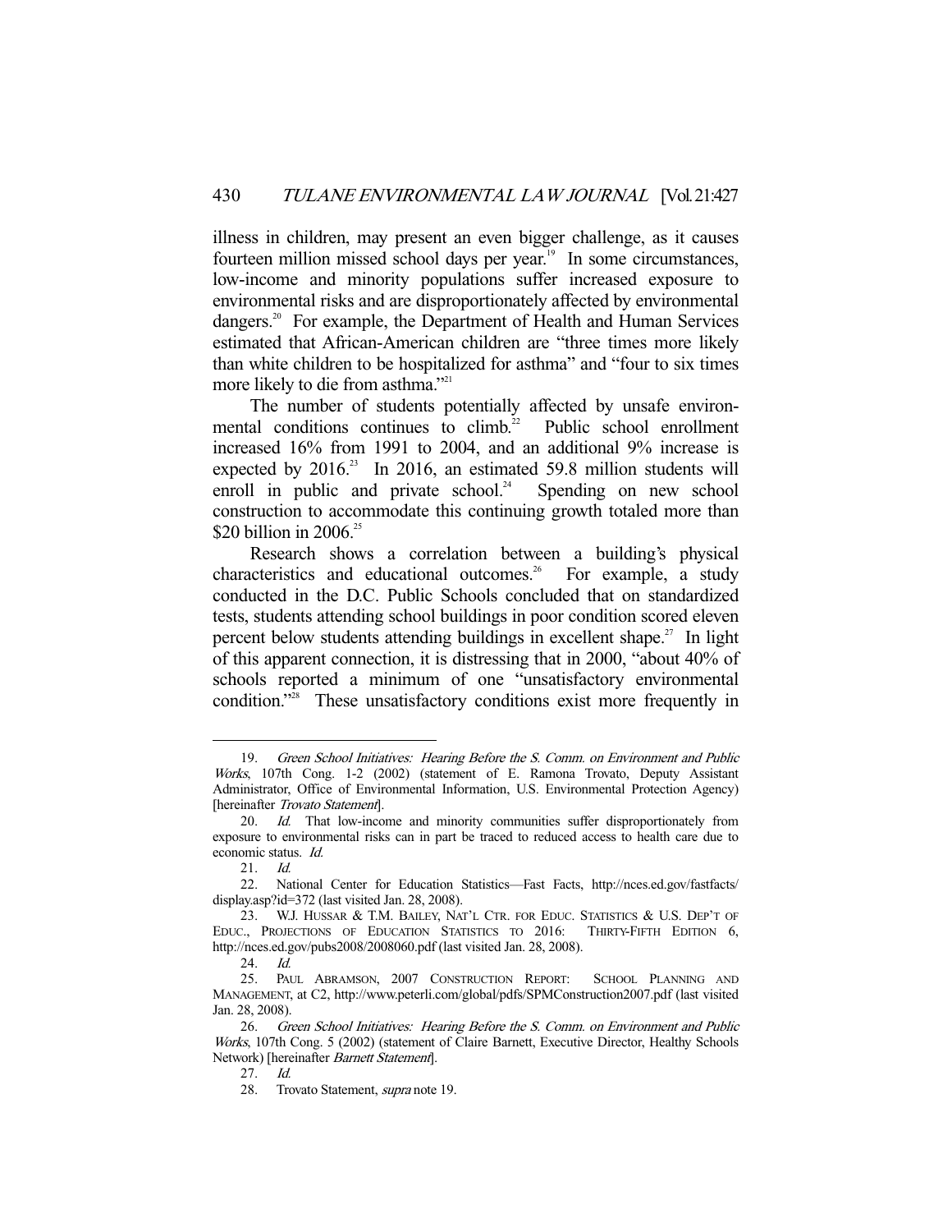illness in children, may present an even bigger challenge, as it causes fourteen million missed school days per year.[19] In some circumstances, low-income and minority populations suffer increased exposure to environmental risks and are disproportionately affected by environmental dangers.[20] For example, the Department of Health and Human Services estimated that African-American children are "three times more likely than white children to be hospitalized for asthma" and "four to six times more likely to die from asthma."[21]

The number of students potentially affected by unsafe environmental conditions continues to climb.[22] Public school enrollment increased 16% from 1991 to 2004, and an additional 9% increase is expected by 2016.[23] In 2016, an estimated 59.8 million students will enroll in public and private school.[24] Spending on new school construction to accommodate this continuing growth totaled more than $20 billion in 2006.[25]

Research shows a correlation between a building's physical characteristics and educational outcomes.[26] For example, a study conducted in the D.C. Public Schools concluded that on standardized tests, students attending school buildings in poor condition scored eleven percent below students attending buildings in excellent shape.[27] In light of this apparent connection, it is distressing that in 2000, "about 40% of schools reported a minimum of one "unsatisfactory environmental condition."[28] These unsatisfactory conditions exist more frequently in

---

19. *Green School Initiatives: Hearing Before the S. Comm. on Environment and Public Works*, 107th Cong. 1-2 (2002) (statement of E. Ramona Trovato, Deputy Assistant Administrator, Office of Environmental Information, U.S. Environmental Protection Agency) [hereinafter *Trovato Statement*].

20. *Id.* That low-income and minority communities suffer disproportionately from exposure to environmental risks can in part be traced to reduced access to health care due to economic status. *Id.*

21. *Id.*

22. National Center for Education Statistics—Fast Facts, http://nces.ed.gov/fastfacts/display.asp?id=372 (last visited Jan. 28, 2008).

23. W.J. HUSSAR & T.M. BAILEY, NAT'L CTR. FOR EDUC. STATISTICS & U.S. DEP'T OF EDUC., PROJECTIONS OF EDUCATION STATISTICS TO 2016: THIRTY-FIFTH EDITION 6, http://nces.ed.gov/pubs2008/2008060.pdf (last visited Jan. 28, 2008).

24. *Id.*

25. PAUL ABRAMSON, 2007 CONSTRUCTION REPORT: SCHOOL PLANNING AND MANAGEMENT, at C2, http://www.peterli.com/global/pdfs/SPMConstruction2007.pdf (last visited Jan. 28, 2008).

26. *Green School Initiatives: Hearing Before the S. Comm. on Environment and Public Works*, 107th Cong. 5 (2002) (statement of Claire Barnett, Executive Director, Healthy Schools Network) [hereinafter *Barnett Statement*].

27. *Id.*

28. Trovato Statement, *supra* note 19.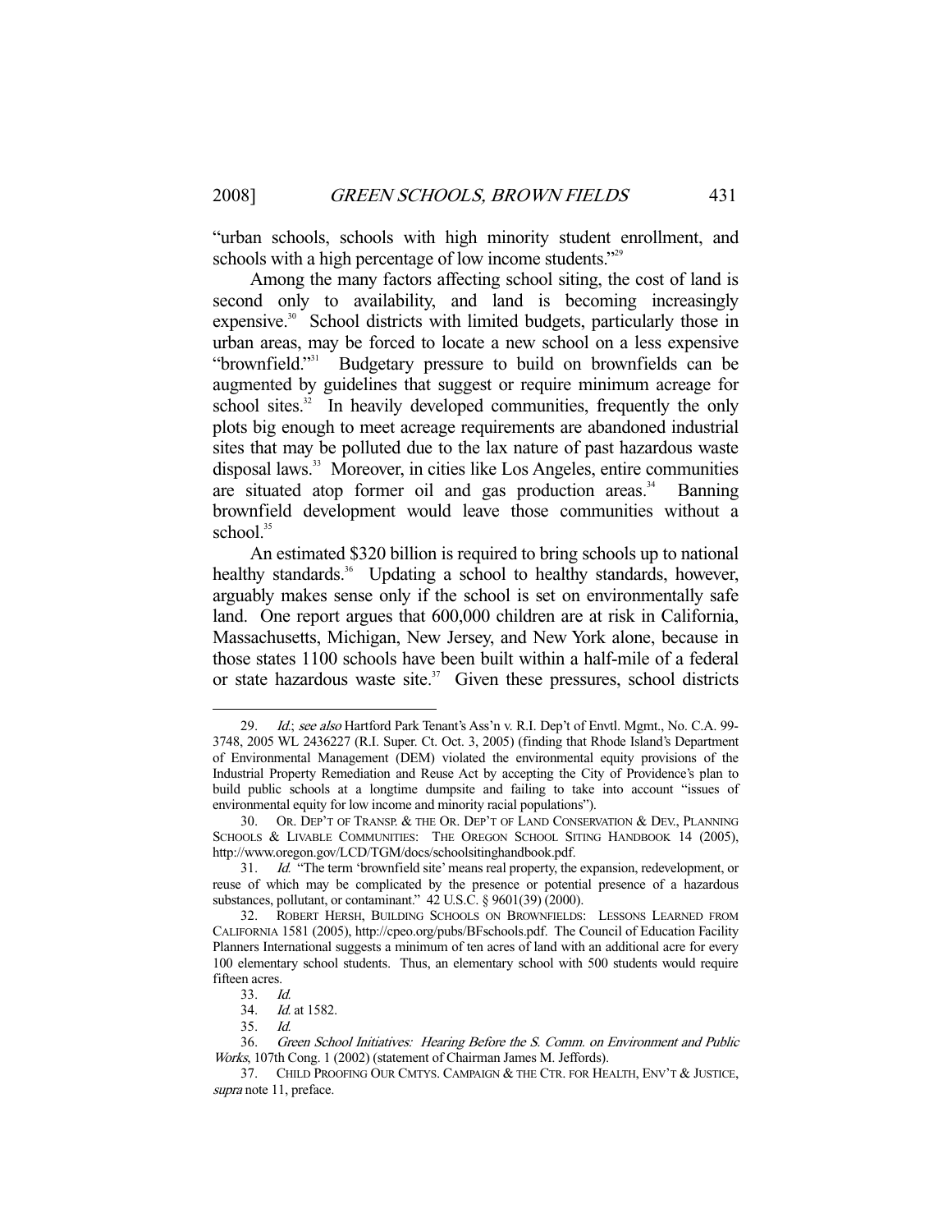"urban schools, schools with high minority student enrollment, and schools with a high percentage of low income students."[29]

Among the many factors affecting school siting, the cost of land is second only to availability, and land is becoming increasingly expensive.[30] School districts with limited budgets, particularly those in urban areas, may be forced to locate a new school on a less expensive "brownfield."[31] Budgetary pressure to build on brownfields can be augmented by guidelines that suggest or require minimum acreage for school sites.[32] In heavily developed communities, frequently the only plots big enough to meet acreage requirements are abandoned industrial sites that may be polluted due to the lax nature of past hazardous waste disposal laws.[33] Moreover, in cities like Los Angeles, entire communities are situated atop former oil and gas production areas.[34] Banning brownfield development would leave those communities without a school.[35]

An estimated $320 billion is required to bring schools up to national healthy standards.[36] Updating a school to healthy standards, however, arguably makes sense only if the school is set on environmentally safe land. One report argues that 600,000 children are at risk in California, Massachusetts, Michigan, New Jersey, and New York alone, because in those states 1100 schools have been built within a half-mile of a federal or state hazardous waste site.[37] Given these pressures, school districts

---

29. *Id.*; *see also* Hartford Park Tenant's Ass'n v. R.I. Dep't of Envtl. Mgmt., No. C.A. 99-3748, 2005 WL 2436227 (R.I. Super. Ct. Oct. 3, 2005) (finding that Rhode Island's Department of Environmental Management (DEM) violated the environmental equity provisions of the Industrial Property Remediation and Reuse Act by accepting the City of Providence's plan to build public schools at a longtime dumpsite and failing to take into account "issues of environmental equity for low income and minority racial populations").

30. OR. DEP'T OF TRANSP. & THE OR. DEP'T OF LAND CONSERVATION & DEV., PLANNING SCHOOLS & LIVABLE COMMUNITIES: THE OREGON SCHOOL SITING HANDBOOK 14 (2005), http://www.oregon.gov/LCD/TGM/docs/schoolsitinghandbook.pdf.

31. *Id.* "The term 'brownfield site' means real property, the expansion, redevelopment, or reuse of which may be complicated by the presence or potential presence of a hazardous substances, pollutant, or contaminant." 42 U.S.C. § 9601(39) (2000).

32. ROBERT HERSH, BUILDING SCHOOLS ON BROWNFIELDS: LESSONS LEARNED FROM CALIFORNIA 1581 (2005), http://cpeo.org/pubs/BFschools.pdf. The Council of Education Facility Planners International suggests a minimum of ten acres of land with an additional acre for every 100 elementary school students. Thus, an elementary school with 500 students would require fifteen acres.

33. *Id.*

34. *Id.* at 1582.

35. *Id.*

36. *Green School Initiatives: Hearing Before the S. Comm. on Environment and Public Works*, 107th Cong. 1 (2002) (statement of Chairman James M. Jeffords).

37. CHILD PROOFING OUR CMTYS. CAMPAIGN & THE CTR. FOR HEALTH, ENV'T & JUSTICE, *supra* note 11, preface.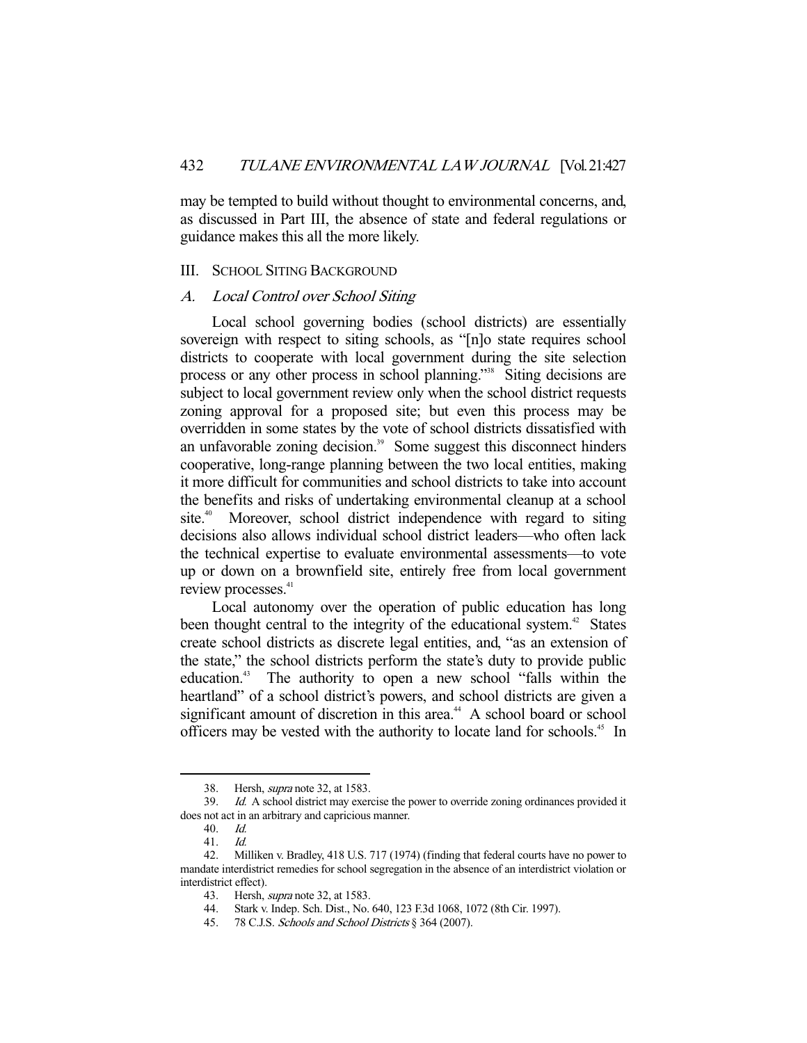may be tempted to build without thought to environmental concerns, and, as discussed in Part III, the absence of state and federal regulations or guidance makes this all the more likely.

## III. School Siting Background

### *A. Local Control over School Siting*

Local school governing bodies (school districts) are essentially sovereign with respect to siting schools, as "[n]o state requires school districts to cooperate with local government during the site selection process or any other process in school planning."[38] Siting decisions are subject to local government review only when the school district requests zoning approval for a proposed site; but even this process may be overridden in some states by the vote of school districts dissatisfied with an unfavorable zoning decision.[39] Some suggest this disconnect hinders cooperative, long-range planning between the two local entities, making it more difficult for communities and school districts to take into account the benefits and risks of undertaking environmental cleanup at a school site.[40] Moreover, school district independence with regard to siting decisions also allows individual school district leaders—who often lack the technical expertise to evaluate environmental assessments—to vote up or down on a brownfield site, entirely free from local government review processes.[41]

Local autonomy over the operation of public education has long been thought central to the integrity of the educational system.[42] States create school districts as discrete legal entities, and, "as an extension of the state," the school districts perform the state's duty to provide public education.[43] The authority to open a new school "falls within the heartland" of a school district's powers, and school districts are given a significant amount of discretion in this area.[44] A school board or school officers may be vested with the authority to locate land for schools.[45] In

---

38. Hersh, *supra* note 32, at 1583.

39. *Id.* A school district may exercise the power to override zoning ordinances provided it does not act in an arbitrary and capricious manner.

40. *Id.*

41. *Id.*

42. Milliken v. Bradley, 418 U.S. 717 (1974) (finding that federal courts have no power to mandate interdistrict remedies for school segregation in the absence of an interdistrict violation or interdistrict effect).

43. Hersh, *supra* note 32, at 1583.

44. Stark v. Indep. Sch. Dist., No. 640, 123 F.3d 1068, 1072 (8th Cir. 1997).

45. 78 C.J.S. *Schools and School Districts* § 364 (2007).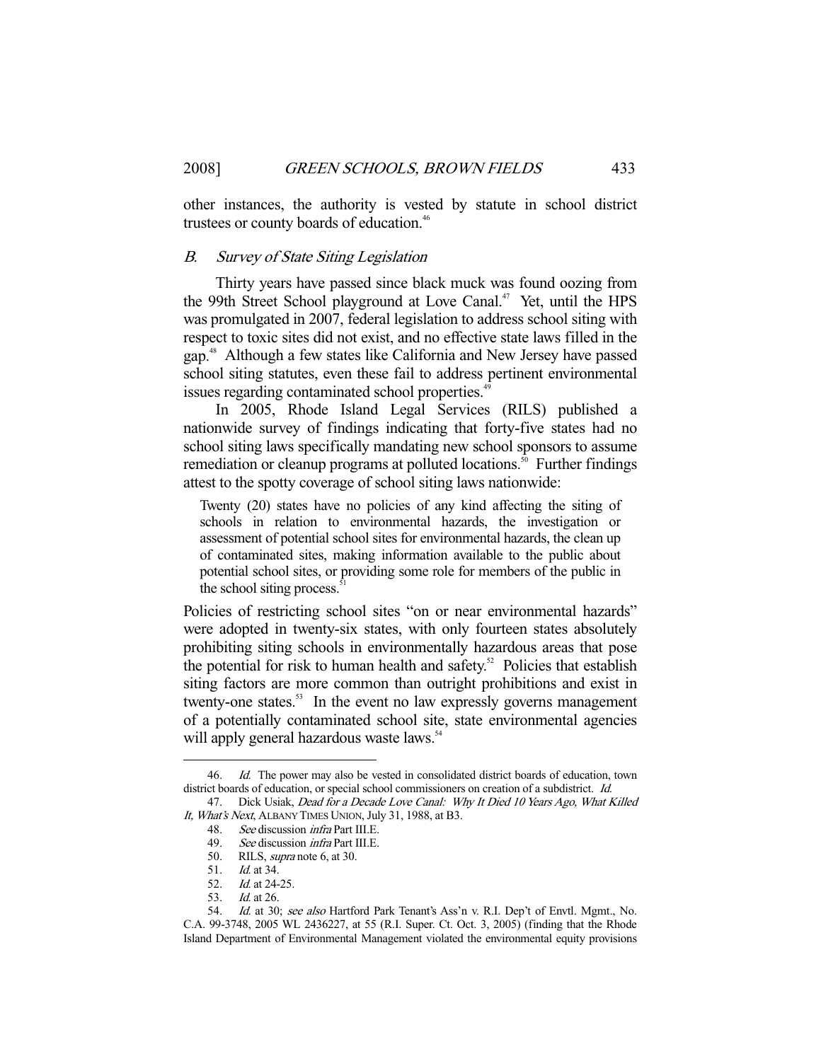other instances, the authority is vested by statute in school district trustees or county boards of education.[46]

### B. *Survey of State Siting Legislation*

Thirty years have passed since black muck was found oozing from the 99th Street School playground at Love Canal.[47] Yet, until the HPS was promulgated in 2007, federal legislation to address school siting with respect to toxic sites did not exist, and no effective state laws filled in the gap.[48] Although a few states like California and New Jersey have passed school siting statutes, even these fail to address pertinent environmental issues regarding contaminated school properties.[49]

In 2005, Rhode Island Legal Services (RILS) published a nationwide survey of findings indicating that forty-five states had no school siting laws specifically mandating new school sponsors to assume remediation or cleanup programs at polluted locations.[50] Further findings attest to the spotty coverage of school siting laws nationwide:

> Twenty (20) states have no policies of any kind affecting the siting of schools in relation to environmental hazards, the investigation or assessment of potential school sites for environmental hazards, the clean up of contaminated sites, making information available to the public about potential school sites, or providing some role for members of the public in the school siting process.[51]

Policies of restricting school sites "on or near environmental hazards" were adopted in twenty-six states, with only fourteen states absolutely prohibiting siting schools in environmentally hazardous areas that pose the potential for risk to human health and safety.[52] Policies that establish siting factors are more common than outright prohibitions and exist in twenty-one states.[53] In the event no law expressly governs management of a potentially contaminated school site, state environmental agencies will apply general hazardous waste laws.[54]

---

46. *Id.* The power may also be vested in consolidated district boards of education, town district boards of education, or special school commissioners on creation of a subdistrict. *Id.*

47. Dick Usiak, *Dead for a Decade Love Canal: Why It Died 10 Years Ago, What Killed It, What's Next*, ALBANY TIMES UNION, July 31, 1988, at B3.

48. *See* discussion *infra* Part III.E.

49. *See* discussion *infra* Part III.E.

50. RILS, *supra* note 6, at 30.

51. *Id.* at 34.

52. *Id.* at 24-25.

53. *Id.* at 26.

54. *Id.* at 30; *see also* Hartford Park Tenant's Ass'n v. R.I. Dep't of Envtl. Mgmt., No. C.A. 99-3748, 2005 WL 2436227, at 55 (R.I. Super. Ct. Oct. 3, 2005) (finding that the Rhode Island Department of Environmental Management violated the environmental equity provisions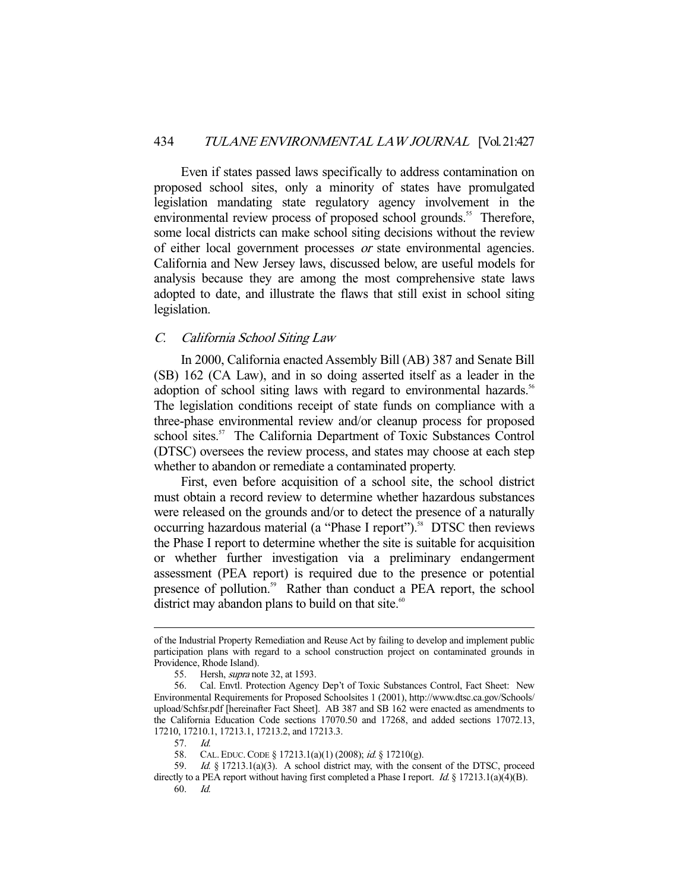Even if states passed laws specifically to address contamination on proposed school sites, only a minority of states have promulgated legislation mandating state regulatory agency involvement in the environmental review process of proposed school grounds.[55] Therefore, some local districts can make school siting decisions without the review of either local government processes *or* state environmental agencies. California and New Jersey laws, discussed below, are useful models for analysis because they are among the most comprehensive state laws adopted to date, and illustrate the flaws that still exist in school siting legislation.

### *C. California School Siting Law*

In 2000, California enacted Assembly Bill (AB) 387 and Senate Bill (SB) 162 (CA Law), and in so doing asserted itself as a leader in the adoption of school siting laws with regard to environmental hazards.[56] The legislation conditions receipt of state funds on compliance with a three-phase environmental review and/or cleanup process for proposed school sites.[57] The California Department of Toxic Substances Control (DTSC) oversees the review process, and states may choose at each step whether to abandon or remediate a contaminated property.

First, even before acquisition of a school site, the school district must obtain a record review to determine whether hazardous substances were released on the grounds and/or to detect the presence of a naturally occurring hazardous material (a "Phase I report").[58] DTSC then reviews the Phase I report to determine whether the site is suitable for acquisition or whether further investigation via a preliminary endangerment assessment (PEA report) is required due to the presence or potential presence of pollution.[59] Rather than conduct a PEA report, the school district may abandon plans to build on that site.[60]

---

of the Industrial Property Remediation and Reuse Act by failing to develop and implement public participation plans with regard to a school construction project on contaminated grounds in Providence, Rhode Island).

55. Hersh, *supra* note 32, at 1593.

56. Cal. Envtl. Protection Agency Dep't of Toxic Substances Control, Fact Sheet: New Environmental Requirements for Proposed Schoolsites 1 (2001), http://www.dtsc.ca.gov/Schools/upload/Schfsr.pdf [hereinafter Fact Sheet]. AB 387 and SB 162 were enacted as amendments to the California Education Code sections 17070.50 and 17268, and added sections 17072.13, 17210, 17210.1, 17213.1, 17213.2, and 17213.3.

57. *Id.*

58. CAL. EDUC. CODE § 17213.1(a)(1) (2008); *id.* § 17210(g).

59. *Id.* § 17213.1(a)(3). A school district may, with the consent of the DTSC, proceed directly to a PEA report without having first completed a Phase I report. *Id.* § 17213.1(a)(4)(B).

60. *Id.*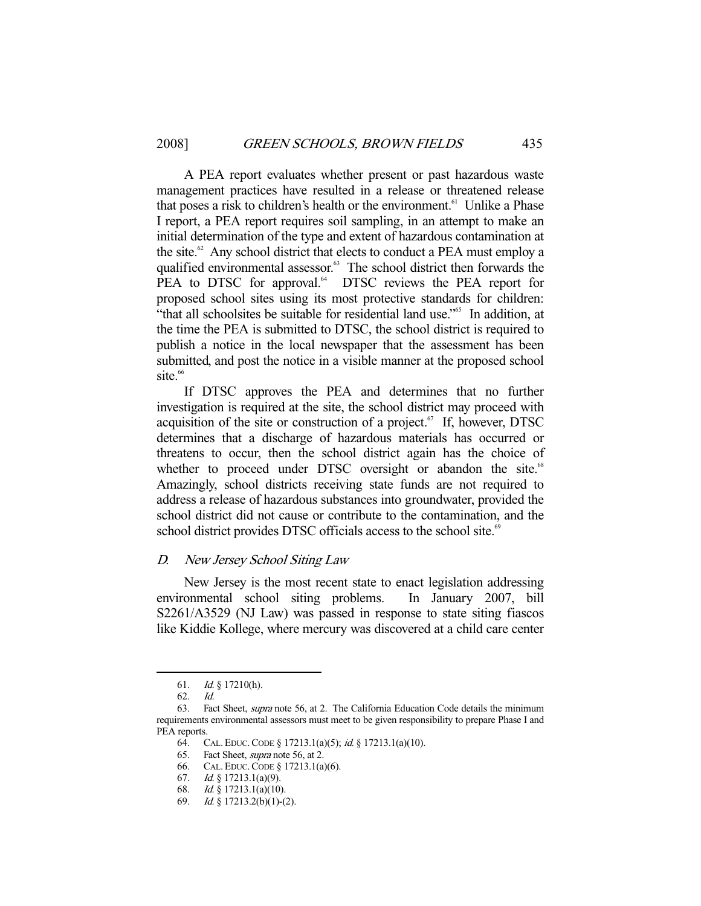A PEA report evaluates whether present or past hazardous waste management practices have resulted in a release or threatened release that poses a risk to children's health or the environment.[61] Unlike a Phase I report, a PEA report requires soil sampling, in an attempt to make an initial determination of the type and extent of hazardous contamination at the site.[62] Any school district that elects to conduct a PEA must employ a qualified environmental assessor.[63] The school district then forwards the PEA to DTSC for approval.[64] DTSC reviews the PEA report for proposed school sites using its most protective standards for children: "that all schoolsites be suitable for residential land use."[65] In addition, at the time the PEA is submitted to DTSC, the school district is required to publish a notice in the local newspaper that the assessment has been submitted, and post the notice in a visible manner at the proposed school site.[66]

If DTSC approves the PEA and determines that no further investigation is required at the site, the school district may proceed with acquisition of the site or construction of a project.[67] If, however, DTSC determines that a discharge of hazardous materials has occurred or threatens to occur, then the school district again has the choice of whether to proceed under DTSC oversight or abandon the site.[68] Amazingly, school districts receiving state funds are not required to address a release of hazardous substances into groundwater, provided the school district did not cause or contribute to the contamination, and the school district provides DTSC officials access to the school site.[69]

### *D. New Jersey School Siting Law*

New Jersey is the most recent state to enact legislation addressing environmental school siting problems. In January 2007, bill S2261/A3529 (NJ Law) was passed in response to state siting fiascos like Kiddie Kollege, where mercury was discovered at a child care center

---

61. *Id.* § 17210(h).

62. *Id.*

63. Fact Sheet, *supra* note 56, at 2. The California Education Code details the minimum requirements environmental assessors must meet to be given responsibility to prepare Phase I and PEA reports.

64. CAL. EDUC. CODE § 17213.1(a)(5); *id.* § 17213.1(a)(10).

65. Fact Sheet, *supra* note 56, at 2.

66. CAL. EDUC. CODE § 17213.1(a)(6).

67. *Id.* § 17213.1(a)(9).

68. *Id.* § 17213.1(a)(10).

69. *Id.* § 17213.2(b)(1)-(2).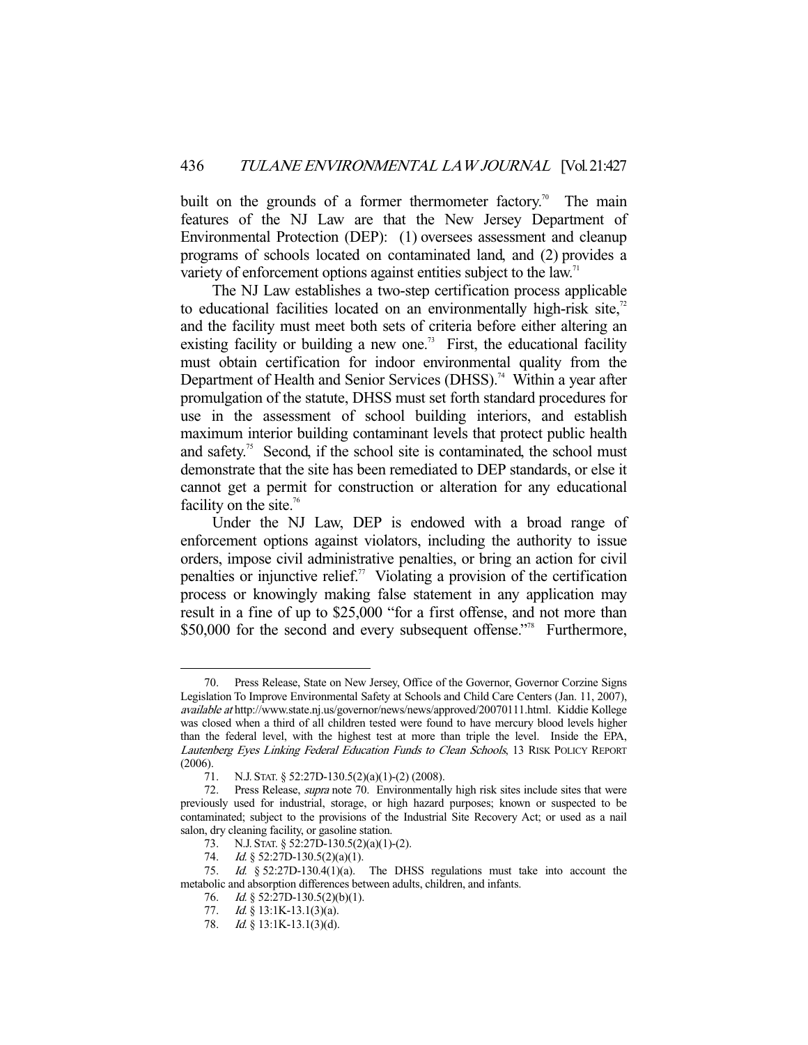built on the grounds of a former thermometer factory.[70] The main features of the NJ Law are that the New Jersey Department of Environmental Protection (DEP): (1) oversees assessment and cleanup programs of schools located on contaminated land, and (2) provides a variety of enforcement options against entities subject to the law.[71]

The NJ Law establishes a two-step certification process applicable to educational facilities located on an environmentally high-risk site,[72] and the facility must meet both sets of criteria before either altering an existing facility or building a new one.[73] First, the educational facility must obtain certification for indoor environmental quality from the Department of Health and Senior Services (DHSS).[74] Within a year after promulgation of the statute, DHSS must set forth standard procedures for use in the assessment of school building interiors, and establish maximum interior building contaminant levels that protect public health and safety.[75] Second, if the school site is contaminated, the school must demonstrate that the site has been remediated to DEP standards, or else it cannot get a permit for construction or alteration for any educational facility on the site.[76]

Under the NJ Law, DEP is endowed with a broad range of enforcement options against violators, including the authority to issue orders, impose civil administrative penalties, or bring an action for civil penalties or injunctive relief.[77] Violating a provision of the certification process or knowingly making false statement in any application may result in a fine of up to $25,000 "for a first offense, and not more than $50,000 for the second and every subsequent offense."[78] Furthermore,

---

70. Press Release, State on New Jersey, Office of the Governor, Governor Corzine Signs Legislation To Improve Environmental Safety at Schools and Child Care Centers (Jan. 11, 2007), *available at* http://www.state.nj.us/governor/news/news/approved/20070111.html. Kiddie Kollege was closed when a third of all children tested were found to have mercury blood levels higher than the federal level, with the highest test at more than triple the level. Inside the EPA, *Lautenberg Eyes Linking Federal Education Funds to Clean Schools*, 13 RISK POLICY REPORT (2006).

71. N.J. STAT. § 52:27D-130.5(2)(a)(1)-(2) (2008).

72. Press Release, *supra* note 70. Environmentally high risk sites include sites that were previously used for industrial, storage, or high hazard purposes; known or suspected to be contaminated; subject to the provisions of the Industrial Site Recovery Act; or used as a nail salon, dry cleaning facility, or gasoline station.

73. N.J. STAT. § 52:27D-130.5(2)(a)(1)-(2).

74. *Id.* § 52:27D-130.5(2)(a)(1).

75. *Id.* § 52:27D-130.4(1)(a). The DHSS regulations must take into account the metabolic and absorption differences between adults, children, and infants.

76. *Id.* § 52:27D-130.5(2)(b)(1).

77. *Id.* § 13:1K-13.1(3)(a).

78. *Id.* § 13:1K-13.1(3)(d).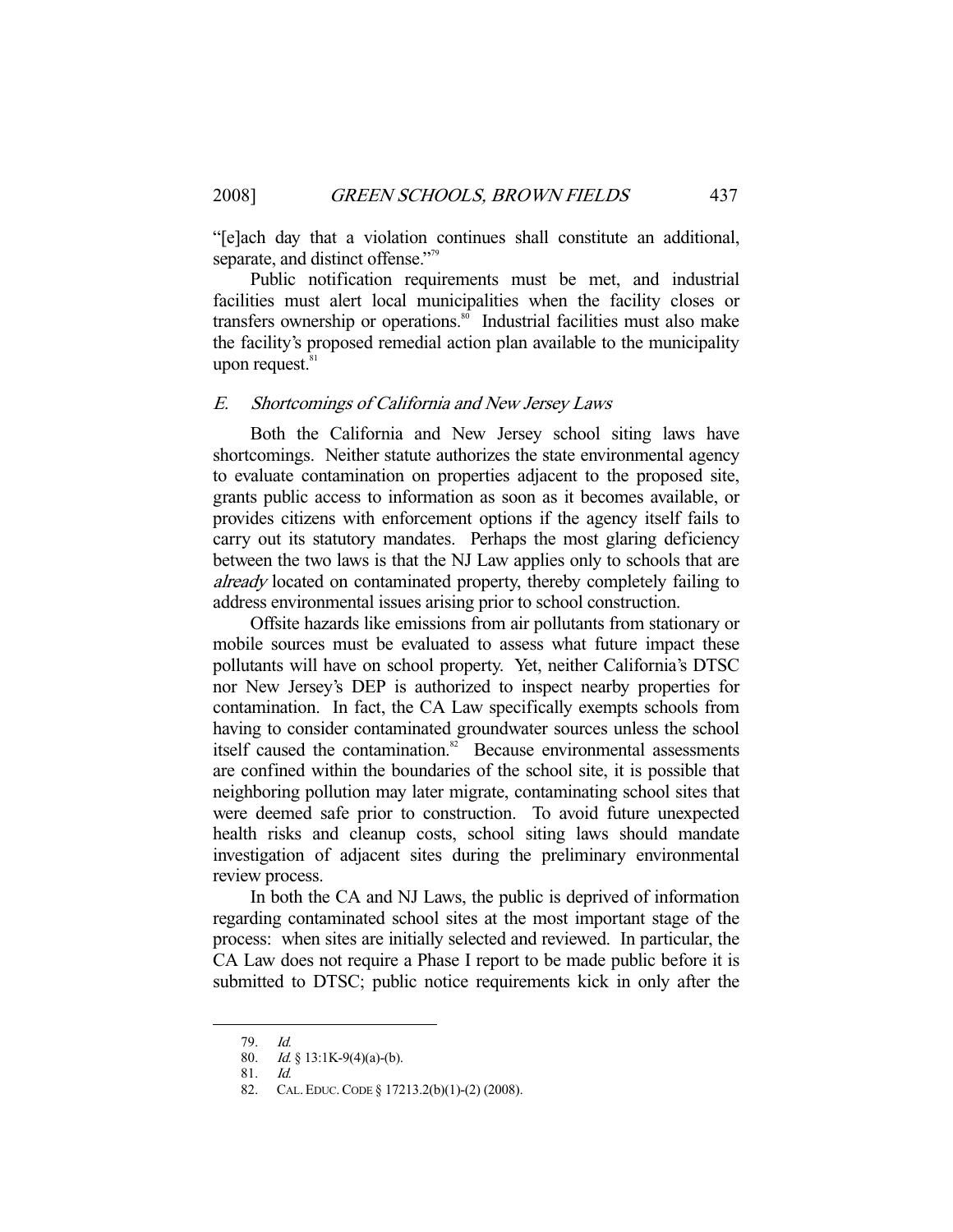"[e]ach day that a violation continues shall constitute an additional, separate, and distinct offense."[79]

Public notification requirements must be met, and industrial facilities must alert local municipalities when the facility closes or transfers ownership or operations.[80] Industrial facilities must also make the facility's proposed remedial action plan available to the municipality upon request.[81]

### *E. Shortcomings of California and New Jersey Laws*

Both the California and New Jersey school siting laws have shortcomings. Neither statute authorizes the state environmental agency to evaluate contamination on properties adjacent to the proposed site, grants public access to information as soon as it becomes available, or provides citizens with enforcement options if the agency itself fails to carry out its statutory mandates. Perhaps the most glaring deficiency between the two laws is that the NJ Law applies only to schools that are *already* located on contaminated property, thereby completely failing to address environmental issues arising prior to school construction.

Offsite hazards like emissions from air pollutants from stationary or mobile sources must be evaluated to assess what future impact these pollutants will have on school property. Yet, neither California's DTSC nor New Jersey's DEP is authorized to inspect nearby properties for contamination. In fact, the CA Law specifically exempts schools from having to consider contaminated groundwater sources unless the school itself caused the contamination.[82] Because environmental assessments are confined within the boundaries of the school site, it is possible that neighboring pollution may later migrate, contaminating school sites that were deemed safe prior to construction. To avoid future unexpected health risks and cleanup costs, school siting laws should mandate investigation of adjacent sites during the preliminary environmental review process.

In both the CA and NJ Laws, the public is deprived of information regarding contaminated school sites at the most important stage of the process: when sites are initially selected and reviewed. In particular, the CA Law does not require a Phase I report to be made public before it is submitted to DTSC; public notice requirements kick in only after the

---

79. *Id.*

80. *Id.* § 13:1K-9(4)(a)-(b).

81. *Id.*

82. CAL. EDUC. CODE § 17213.2(b)(1)-(2) (2008).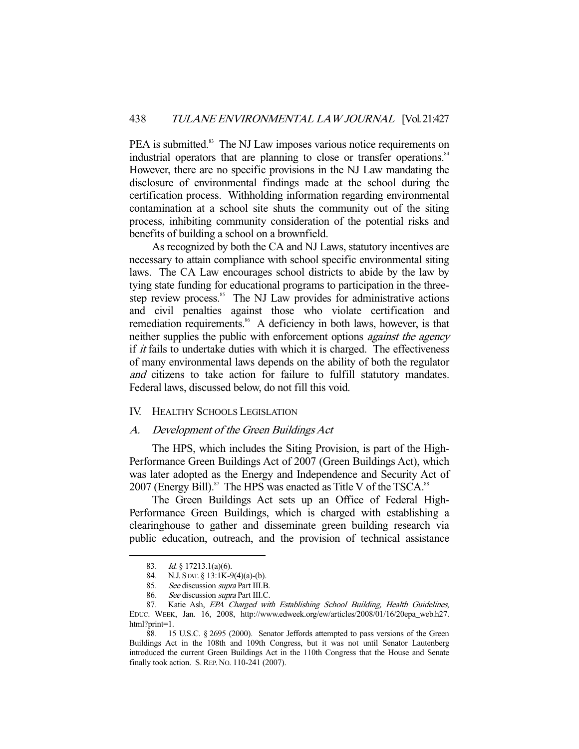PEA is submitted.[83] The NJ Law imposes various notice requirements on industrial operators that are planning to close or transfer operations.[84] However, there are no specific provisions in the NJ Law mandating the disclosure of environmental findings made at the school during the certification process. Withholding information regarding environmental contamination at a school site shuts the community out of the siting process, inhibiting community consideration of the potential risks and benefits of building a school on a brownfield.

As recognized by both the CA and NJ Laws, statutory incentives are necessary to attain compliance with school specific environmental siting laws. The CA Law encourages school districts to abide by the law by tying state funding for educational programs to participation in the three-step review process.[85] The NJ Law provides for administrative actions and civil penalties against those who violate certification and remediation requirements.[86] A deficiency in both laws, however, is that neither supplies the public with enforcement options *against the agency* if *it* fails to undertake duties with which it is charged. The effectiveness of many environmental laws depends on the ability of both the regulator *and* citizens to take action for failure to fulfill statutory mandates. Federal laws, discussed below, do not fill this void.

## IV. HEALTHY SCHOOLS LEGISLATION

### A. *Development of the Green Buildings Act*

The HPS, which includes the Siting Provision, is part of the High-Performance Green Buildings Act of 2007 (Green Buildings Act), which was later adopted as the Energy and Independence and Security Act of 2007 (Energy Bill).[87] The HPS was enacted as Title V of the TSCA.[88]

The Green Buildings Act sets up an Office of Federal High-Performance Green Buildings, which is charged with establishing a clearinghouse to gather and disseminate green building research via public education, outreach, and the provision of technical assistance

---

83. *Id.* § 17213.1(a)(6).

84. N.J. STAT. § 13:1K-9(4)(a)-(b).

85. *See* discussion *supra* Part III.B.

86. *See* discussion *supra* Part III.C.

87. Katie Ash, *EPA Charged with Establishing School Building, Health Guidelines*, EDUC. WEEK, Jan. 16, 2008, http://www.edweek.org/ew/articles/2008/01/16/20epa_web.h27.html?print=1.

88. 15 U.S.C. § 2695 (2000). Senator Jeffords attempted to pass versions of the Green Buildings Act in the 108th and 109th Congress, but it was not until Senator Lautenberg introduced the current Green Buildings Act in the 110th Congress that the House and Senate finally took action. S. REP. NO. 110-241 (2007).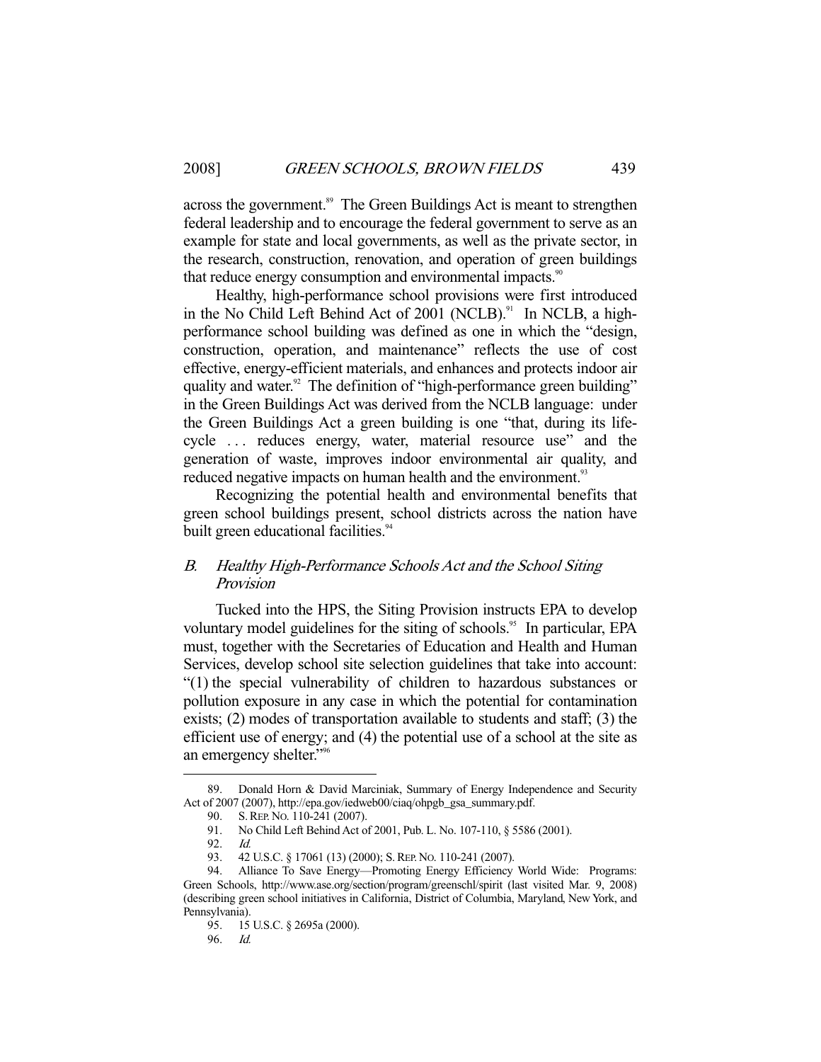across the government.[89] The Green Buildings Act is meant to strengthen federal leadership and to encourage the federal government to serve as an example for state and local governments, as well as the private sector, in the research, construction, renovation, and operation of green buildings that reduce energy consumption and environmental impacts.[90]

Healthy, high-performance school provisions were first introduced in the No Child Left Behind Act of 2001 (NCLB).[91] In NCLB, a high-performance school building was defined as one in which the "design, construction, operation, and maintenance" reflects the use of cost effective, energy-efficient materials, and enhances and protects indoor air quality and water.[92] The definition of "high-performance green building" in the Green Buildings Act was derived from the NCLB language: under the Green Buildings Act a green building is one "that, during its life-cycle . . . reduces energy, water, material resource use" and the generation of waste, improves indoor environmental air quality, and reduced negative impacts on human health and the environment.[93]

Recognizing the potential health and environmental benefits that green school buildings present, school districts across the nation have built green educational facilities.[94]

## *B. Healthy High-Performance Schools Act and the School Siting Provision*

Tucked into the HPS, the Siting Provision instructs EPA to develop voluntary model guidelines for the siting of schools.[95] In particular, EPA must, together with the Secretaries of Education and Health and Human Services, develop school site selection guidelines that take into account: "(1) the special vulnerability of children to hazardous substances or pollution exposure in any case in which the potential for contamination exists; (2) modes of transportation available to students and staff; (3) the efficient use of energy; and (4) the potential use of a school at the site as an emergency shelter."[96]

---

89. Donald Horn & David Marciniak, Summary of Energy Independence and Security Act of 2007 (2007), http://epa.gov/iedweb00/ciaq/ohpgb_gsa_summary.pdf.

90. S. REP. NO. 110-241 (2007).

91. No Child Left Behind Act of 2001, Pub. L. No. 107-110, § 5586 (2001).

92. *Id.*

93. 42 U.S.C. § 17061 (13) (2000); S. REP. NO. 110-241 (2007).

94. Alliance To Save Energy—Promoting Energy Efficiency World Wide: Programs: Green Schools, http://www.ase.org/section/program/greenschl/spirit (last visited Mar. 9, 2008) (describing green school initiatives in California, District of Columbia, Maryland, New York, and Pennsylvania).

95. 15 U.S.C. § 2695a (2000).

96. *Id.*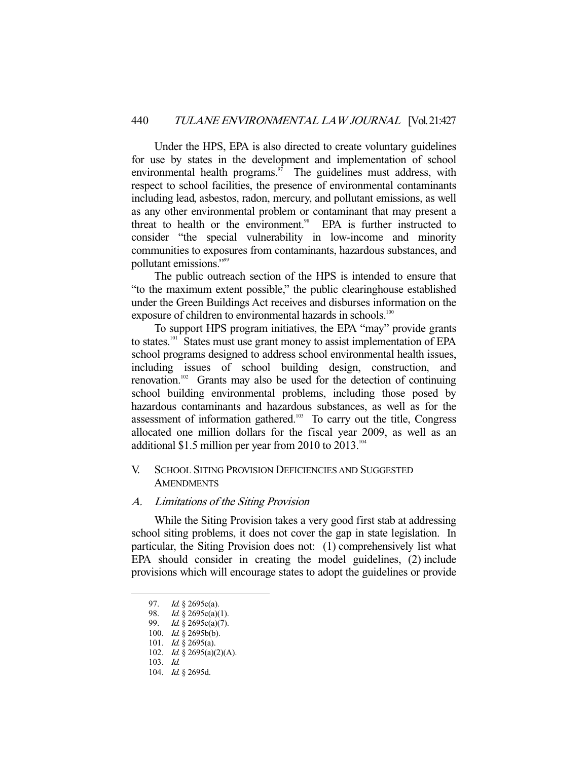Under the HPS, EPA is also directed to create voluntary guidelines for use by states in the development and implementation of school environmental health programs.[97] The guidelines must address, with respect to school facilities, the presence of environmental contaminants including lead, asbestos, radon, mercury, and pollutant emissions, as well as any other environmental problem or contaminant that may present a threat to health or the environment.[98] EPA is further instructed to consider "the special vulnerability in low-income and minority communities to exposures from contaminants, hazardous substances, and pollutant emissions."[99]

The public outreach section of the HPS is intended to ensure that "to the maximum extent possible," the public clearinghouse established under the Green Buildings Act receives and disburses information on the exposure of children to environmental hazards in schools.[100]

To support HPS program initiatives, the EPA "may" provide grants to states.[101] States must use grant money to assist implementation of EPA school programs designed to address school environmental health issues, including issues of school building design, construction, and renovation.[102] Grants may also be used for the detection of continuing school building environmental problems, including those posed by hazardous contaminants and hazardous substances, as well as for the assessment of information gathered.[103] To carry out the title, Congress allocated one million dollars for the fiscal year 2009, as well as an additional $1.5 million per year from 2010 to 2013.[104]

## V. School Siting Provision Deficiencies and Suggested Amendments

### A. *Limitations of the Siting Provision*

While the Siting Provision takes a very good first stab at addressing school siting problems, it does not cover the gap in state legislation. In particular, the Siting Provision does not: (1) comprehensively list what EPA should consider in creating the model guidelines, (2) include provisions which will encourage states to adopt the guidelines or provide

---

97. *Id.* § 2695c(a).
98. *Id.* § 2695c(a)(1).
99. *Id.* § 2695c(a)(7).
100. *Id.* § 2695b(b).
101. *Id.* § 2695(a).
102. *Id.* § 2695(a)(2)(A).
103. *Id.*
104. *Id.* § 2695d.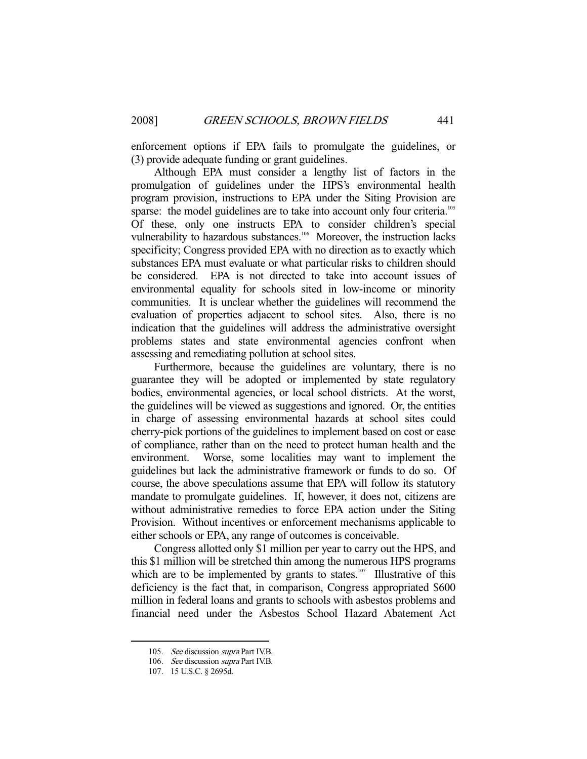enforcement options if EPA fails to promulgate the guidelines, or (3) provide adequate funding or grant guidelines.

Although EPA must consider a lengthy list of factors in the promulgation of guidelines under the HPS's environmental health program provision, instructions to EPA under the Siting Provision are sparse: the model guidelines are to take into account only four criteria.[105] Of these, only one instructs EPA to consider children's special vulnerability to hazardous substances.[106] Moreover, the instruction lacks specificity; Congress provided EPA with no direction as to exactly which substances EPA must evaluate or what particular risks to children should be considered. EPA is not directed to take into account issues of environmental equality for schools sited in low-income or minority communities. It is unclear whether the guidelines will recommend the evaluation of properties adjacent to school sites. Also, there is no indication that the guidelines will address the administrative oversight problems states and state environmental agencies confront when assessing and remediating pollution at school sites.

Furthermore, because the guidelines are voluntary, there is no guarantee they will be adopted or implemented by state regulatory bodies, environmental agencies, or local school districts. At the worst, the guidelines will be viewed as suggestions and ignored. Or, the entities in charge of assessing environmental hazards at school sites could cherry-pick portions of the guidelines to implement based on cost or ease of compliance, rather than on the need to protect human health and the environment. Worse, some localities may want to implement the guidelines but lack the administrative framework or funds to do so. Of course, the above speculations assume that EPA will follow its statutory mandate to promulgate guidelines. If, however, it does not, citizens are without administrative remedies to force EPA action under the Siting Provision. Without incentives or enforcement mechanisms applicable to either schools or EPA, any range of outcomes is conceivable.

Congress allotted only $1 million per year to carry out the HPS, and this $1 million will be stretched thin among the numerous HPS programs which are to be implemented by grants to states.[107] Illustrative of this deficiency is the fact that, in comparison, Congress appropriated $600 million in federal loans and grants to schools with asbestos problems and financial need under the Asbestos School Hazard Abatement Act

---

105. *See* discussion *supra* Part IV.B.

106. *See* discussion *supra* Part IV.B.

107. 15 U.S.C. § 2695d.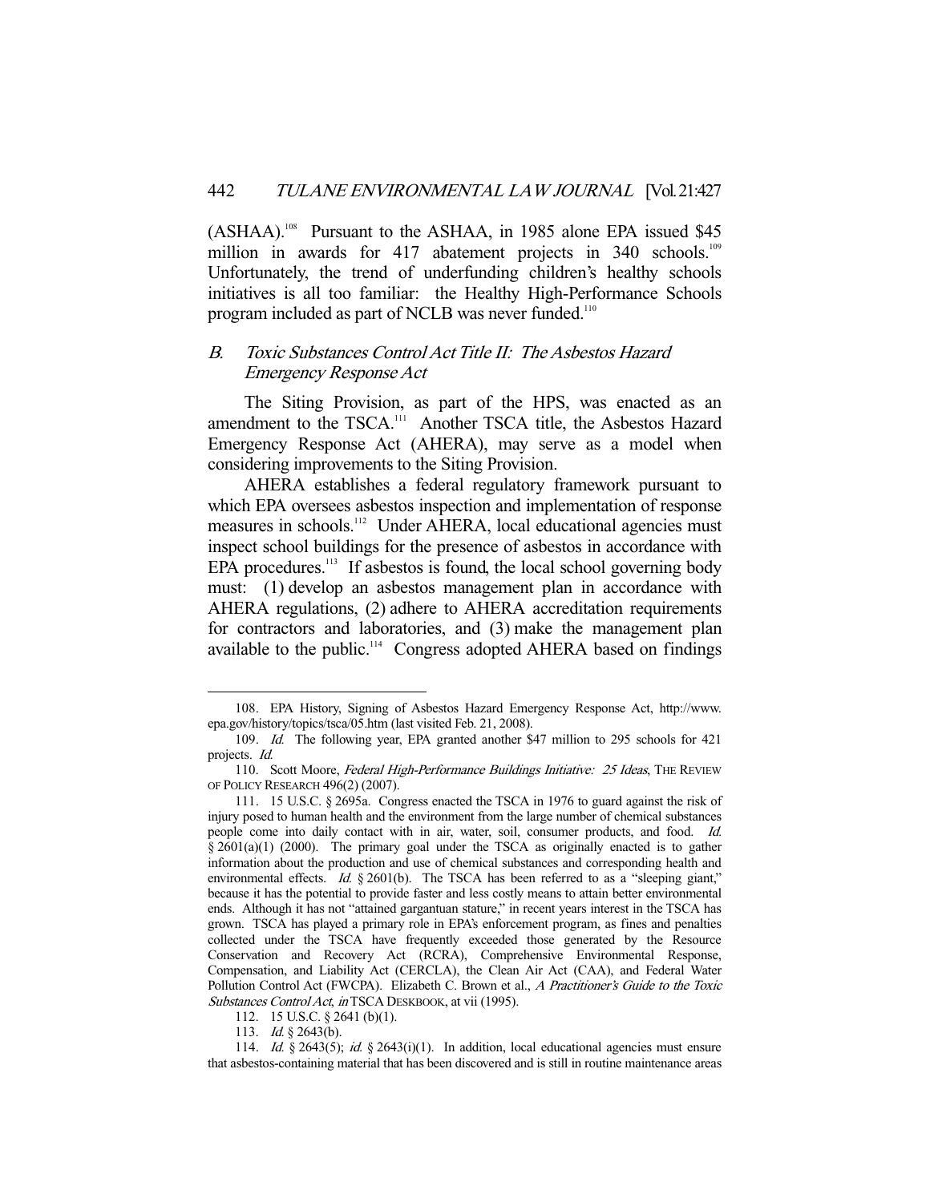(ASHAA).[108] Pursuant to the ASHAA, in 1985 alone EPA issued $45 million in awards for 417 abatement projects in 340 schools.[109] Unfortunately, the trend of underfunding children's healthy schools initiatives is all too familiar: the Healthy High-Performance Schools program included as part of NCLB was never funded.[110]

### B. *Toxic Substances Control Act Title II: The Asbestos Hazard Emergency Response Act*

The Siting Provision, as part of the HPS, was enacted as an amendment to the TSCA.[111] Another TSCA title, the Asbestos Hazard Emergency Response Act (AHERA), may serve as a model when considering improvements to the Siting Provision.

AHERA establishes a federal regulatory framework pursuant to which EPA oversees asbestos inspection and implementation of response measures in schools.[112] Under AHERA, local educational agencies must inspect school buildings for the presence of asbestos in accordance with EPA procedures.[113] If asbestos is found, the local school governing body must: (1) develop an asbestos management plan in accordance with AHERA regulations, (2) adhere to AHERA accreditation requirements for contractors and laboratories, and (3) make the management plan available to the public.[114] Congress adopted AHERA based on findings

---

108. EPA History, Signing of Asbestos Hazard Emergency Response Act, http://www.epa.gov/history/topics/tsca/05.htm (last visited Feb. 21, 2008).

109. *Id.* The following year, EPA granted another $47 million to 295 schools for 421 projects. *Id.*

110. Scott Moore, *Federal High-Performance Buildings Initiative: 25 Ideas*, THE REVIEW OF POLICY RESEARCH 496(2) (2007).

111. 15 U.S.C. § 2695a. Congress enacted the TSCA in 1976 to guard against the risk of injury posed to human health and the environment from the large number of chemical substances people come into daily contact with in air, water, soil, consumer products, and food. *Id.* § 2601(a)(1) (2000). The primary goal under the TSCA as originally enacted is to gather information about the production and use of chemical substances and corresponding health and environmental effects. *Id.* § 2601(b). The TSCA has been referred to as a "sleeping giant," because it has the potential to provide faster and less costly means to attain better environmental ends. Although it has not "attained gargantuan stature," in recent years interest in the TSCA has grown. TSCA has played a primary role in EPA's enforcement program, as fines and penalties collected under the TSCA have frequently exceeded those generated by the Resource Conservation and Recovery Act (RCRA), Comprehensive Environmental Response, Compensation, and Liability Act (CERCLA), the Clean Air Act (CAA), and Federal Water Pollution Control Act (FWCPA). Elizabeth C. Brown et al., *A Practitioner's Guide to the Toxic Substances Control Act*, *in* TSCA DESKBOOK, at vii (1995).

112. 15 U.S.C. § 2641 (b)(1).

113. *Id.* § 2643(b).

114. *Id.* § 2643(5); *id.* § 2643(i)(1). In addition, local educational agencies must ensure that asbestos-containing material that has been discovered and is still in routine maintenance areas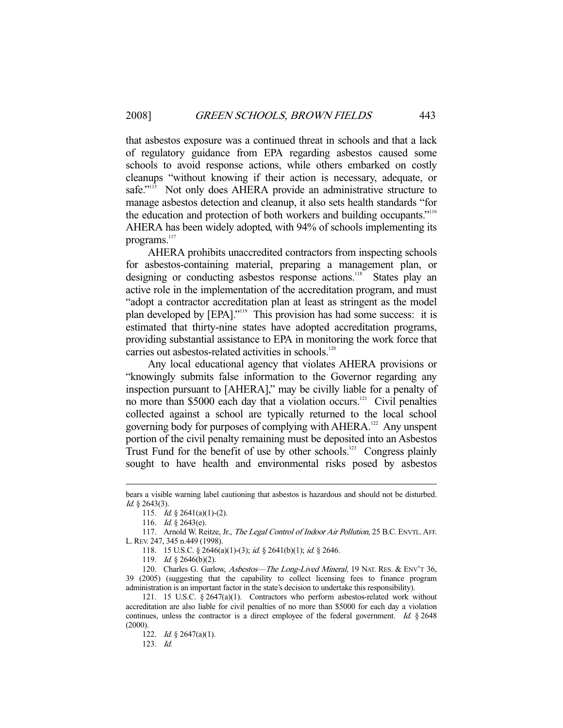that asbestos exposure was a continued threat in schools and that a lack of regulatory guidance from EPA regarding asbestos caused some schools to avoid response actions, while others embarked on costly cleanups "without knowing if their action is necessary, adequate, or safe."[115] Not only does AHERA provide an administrative structure to manage asbestos detection and cleanup, it also sets health standards "for the education and protection of both workers and building occupants."[116] AHERA has been widely adopted, with 94% of schools implementing its programs.[117]

AHERA prohibits unaccredited contractors from inspecting schools for asbestos-containing material, preparing a management plan, or designing or conducting asbestos response actions.[118] States play an active role in the implementation of the accreditation program, and must "adopt a contractor accreditation plan at least as stringent as the model plan developed by [EPA]."[119] This provision has had some success: it is estimated that thirty-nine states have adopted accreditation programs, providing substantial assistance to EPA in monitoring the work force that carries out asbestos-related activities in schools.[120]

Any local educational agency that violates AHERA provisions or "knowingly submits false information to the Governor regarding any inspection pursuant to [AHERA]," may be civilly liable for a penalty of no more than $5000 each day that a violation occurs.[121] Civil penalties collected against a school are typically returned to the local school governing body for purposes of complying with AHERA.[122] Any unspent portion of the civil penalty remaining must be deposited into an Asbestos Trust Fund for the benefit of use by other schools.[123] Congress plainly sought to have health and environmental risks posed by asbestos

---

bears a visible warning label cautioning that asbestos is hazardous and should not be disturbed. *Id.* § 2643(3).

115. *Id.* § 2641(a)(1)-(2).

116. *Id.* § 2643(e).

117. Arnold W. Reitze, Jr., *The Legal Control of Indoor Air Pollution*, 25 B.C. ENVTL. AFF. L. REV. 247, 345 n.449 (1998).

118. 15 U.S.C. § 2646(a)(1)-(3); *id.* § 2641(b)(1); *id.* § 2646.

119. *Id.* § 2646(b)(2).

120. Charles G. Garlow, *Asbestos—The Long-Lived Mineral*, 19 NAT. RES. & ENV'T 36, 39 (2005) (suggesting that the capability to collect licensing fees to finance program administration is an important factor in the state's decision to undertake this responsibility).

121. 15 U.S.C. § 2647(a)(1). Contractors who perform asbestos-related work without accreditation are also liable for civil penalties of no more than $5000 for each day a violation continues, unless the contractor is a direct employee of the federal government. *Id.* § 2648 (2000).

122. *Id.* § 2647(a)(1).

123. *Id.*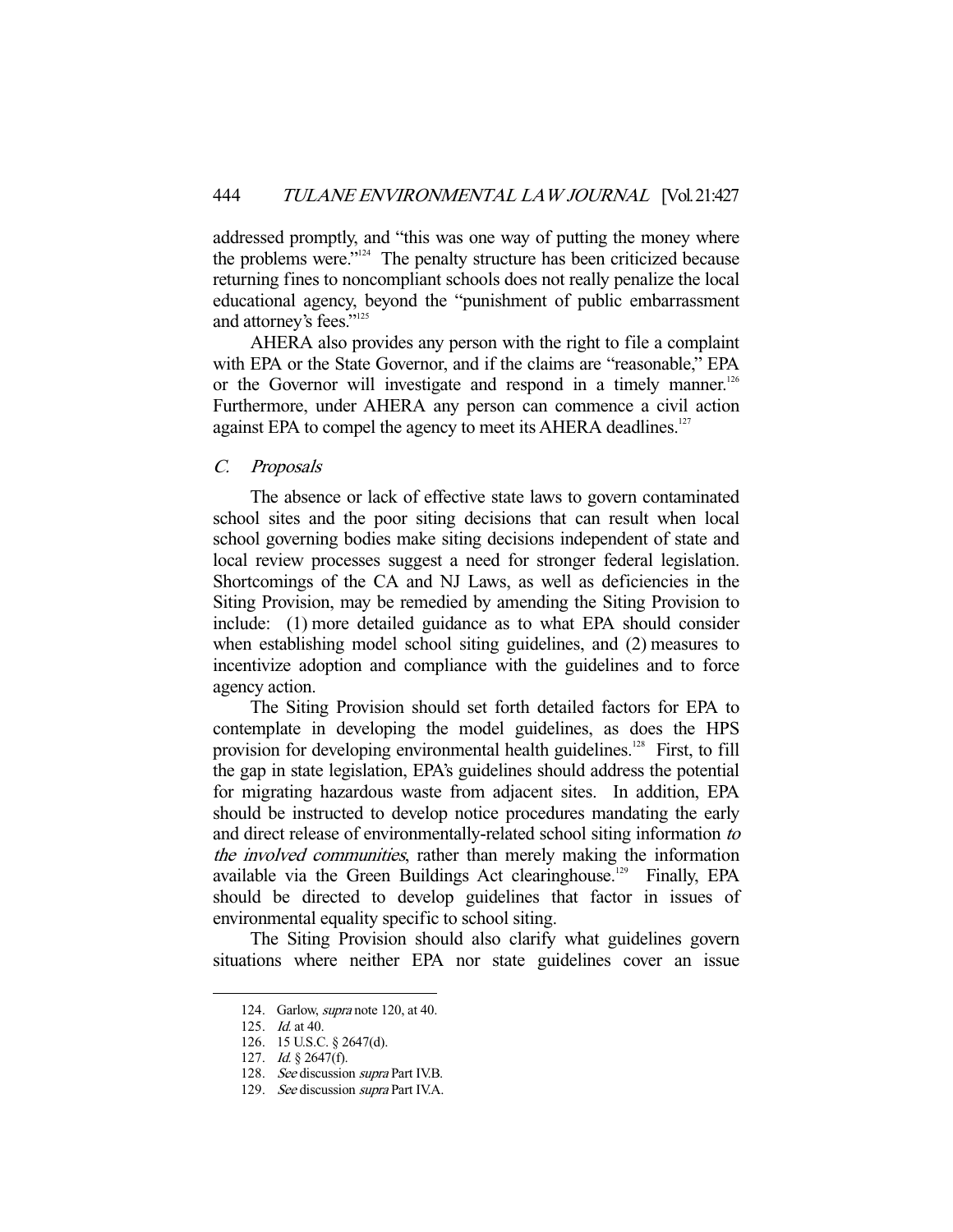addressed promptly, and "this was one way of putting the money where the problems were."[124] The penalty structure has been criticized because returning fines to noncompliant schools does not really penalize the local educational agency, beyond the "punishment of public embarrassment and attorney's fees."[125]

AHERA also provides any person with the right to file a complaint with EPA or the State Governor, and if the claims are "reasonable," EPA or the Governor will investigate and respond in a timely manner.[126] Furthermore, under AHERA any person can commence a civil action against EPA to compel the agency to meet its AHERA deadlines.[127]

### *C. Proposals*

The absence or lack of effective state laws to govern contaminated school sites and the poor siting decisions that can result when local school governing bodies make siting decisions independent of state and local review processes suggest a need for stronger federal legislation. Shortcomings of the CA and NJ Laws, as well as deficiencies in the Siting Provision, may be remedied by amending the Siting Provision to include: (1) more detailed guidance as to what EPA should consider when establishing model school siting guidelines, and (2) measures to incentivize adoption and compliance with the guidelines and to force agency action.

The Siting Provision should set forth detailed factors for EPA to contemplate in developing the model guidelines, as does the HPS provision for developing environmental health guidelines.[128] First, to fill the gap in state legislation, EPA's guidelines should address the potential for migrating hazardous waste from adjacent sites. In addition, EPA should be instructed to develop notice procedures mandating the early and direct release of environmentally-related school siting information *to the involved communities*, rather than merely making the information available via the Green Buildings Act clearinghouse.[129] Finally, EPA should be directed to develop guidelines that factor in issues of environmental equality specific to school siting.

The Siting Provision should also clarify what guidelines govern situations where neither EPA nor state guidelines cover an issue

---

124. Garlow, *supra* note 120, at 40.

125. *Id.* at 40.

126. 15 U.S.C. § 2647(d).

127. *Id.* § 2647(f).

128. *See* discussion *supra* Part IV.B.

129. *See* discussion *supra* Part IV.A.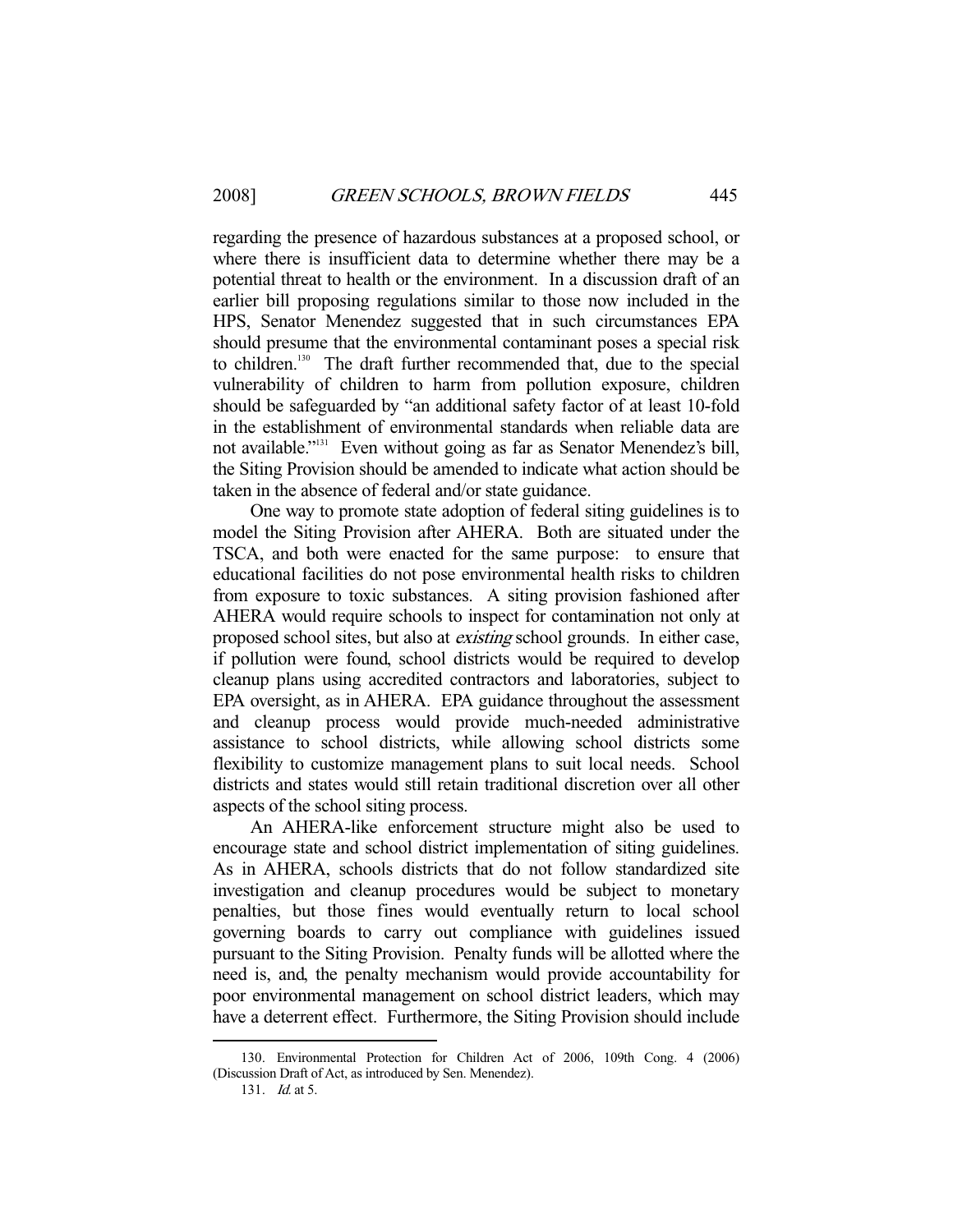regarding the presence of hazardous substances at a proposed school, or where there is insufficient data to determine whether there may be a potential threat to health or the environment. In a discussion draft of an earlier bill proposing regulations similar to those now included in the HPS, Senator Menendez suggested that in such circumstances EPA should presume that the environmental contaminant poses a special risk to children.[130] The draft further recommended that, due to the special vulnerability of children to harm from pollution exposure, children should be safeguarded by "an additional safety factor of at least 10-fold in the establishment of environmental standards when reliable data are not available."[131] Even without going as far as Senator Menendez's bill, the Siting Provision should be amended to indicate what action should be taken in the absence of federal and/or state guidance.

One way to promote state adoption of federal siting guidelines is to model the Siting Provision after AHERA. Both are situated under the TSCA, and both were enacted for the same purpose: to ensure that educational facilities do not pose environmental health risks to children from exposure to toxic substances. A siting provision fashioned after AHERA would require schools to inspect for contamination not only at proposed school sites, but also at *existing* school grounds. In either case, if pollution were found, school districts would be required to develop cleanup plans using accredited contractors and laboratories, subject to EPA oversight, as in AHERA. EPA guidance throughout the assessment and cleanup process would provide much-needed administrative assistance to school districts, while allowing school districts some flexibility to customize management plans to suit local needs. School districts and states would still retain traditional discretion over all other aspects of the school siting process.

An AHERA-like enforcement structure might also be used to encourage state and school district implementation of siting guidelines. As in AHERA, schools districts that do not follow standardized site investigation and cleanup procedures would be subject to monetary penalties, but those fines would eventually return to local school governing boards to carry out compliance with guidelines issued pursuant to the Siting Provision. Penalty funds will be allotted where the need is, and, the penalty mechanism would provide accountability for poor environmental management on school district leaders, which may have a deterrent effect. Furthermore, the Siting Provision should include

---

130. Environmental Protection for Children Act of 2006, 109th Cong. 4 (2006) (Discussion Draft of Act, as introduced by Sen. Menendez).

131. *Id.* at 5.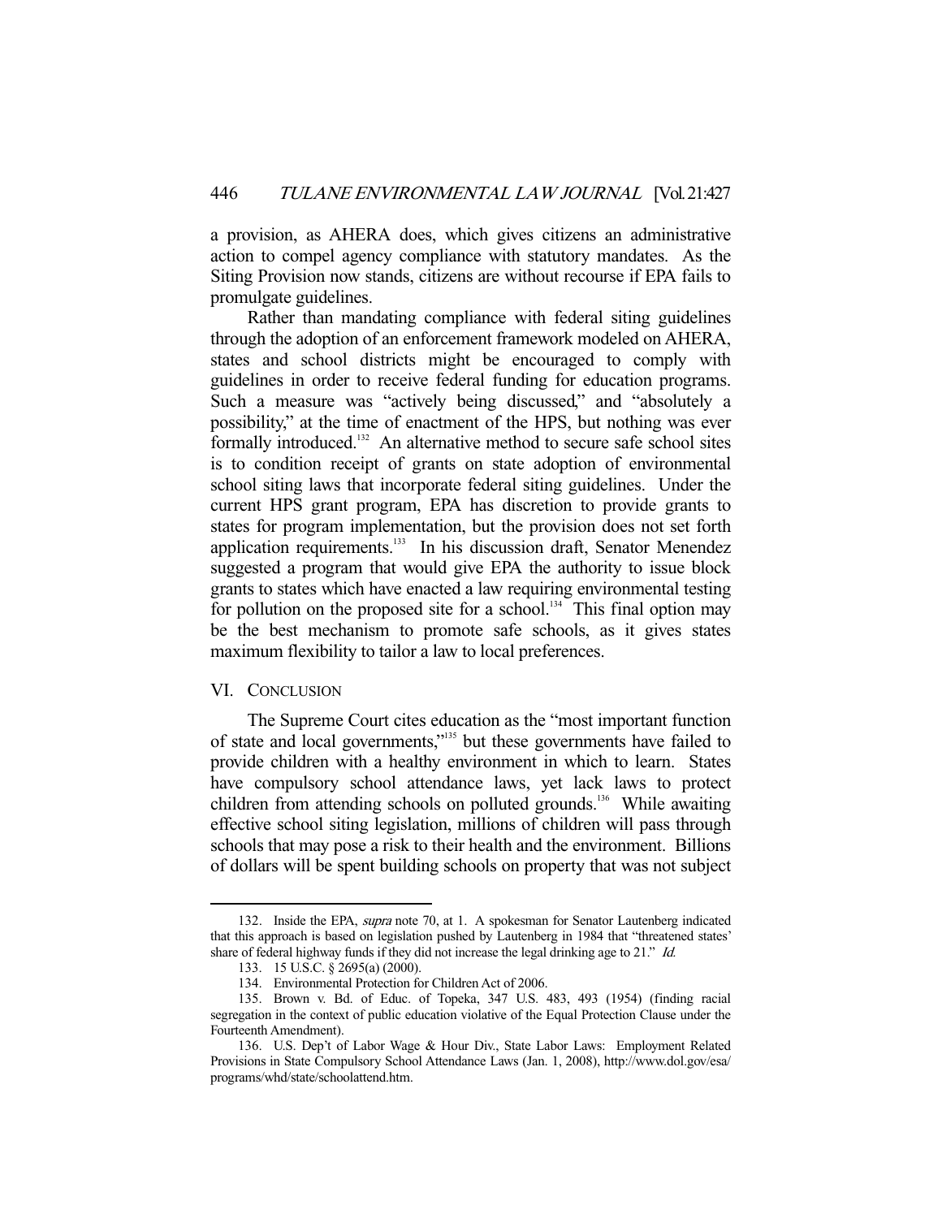a provision, as AHERA does, which gives citizens an administrative action to compel agency compliance with statutory mandates. As the Siting Provision now stands, citizens are without recourse if EPA fails to promulgate guidelines.

Rather than mandating compliance with federal siting guidelines through the adoption of an enforcement framework modeled on AHERA, states and school districts might be encouraged to comply with guidelines in order to receive federal funding for education programs. Such a measure was "actively being discussed," and "absolutely a possibility," at the time of enactment of the HPS, but nothing was ever formally introduced.[132] An alternative method to secure safe school sites is to condition receipt of grants on state adoption of environmental school siting laws that incorporate federal siting guidelines. Under the current HPS grant program, EPA has discretion to provide grants to states for program implementation, but the provision does not set forth application requirements.[133] In his discussion draft, Senator Menendez suggested a program that would give EPA the authority to issue block grants to states which have enacted a law requiring environmental testing for pollution on the proposed site for a school.[134] This final option may be the best mechanism to promote safe schools, as it gives states maximum flexibility to tailor a law to local preferences.

## VI. CONCLUSION

The Supreme Court cites education as the "most important function of state and local governments,"[135] but these governments have failed to provide children with a healthy environment in which to learn. States have compulsory school attendance laws, yet lack laws to protect children from attending schools on polluted grounds.[136] While awaiting effective school siting legislation, millions of children will pass through schools that may pose a risk to their health and the environment. Billions of dollars will be spent building schools on property that was not subject

---

132. Inside the EPA, *supra* note 70, at 1. A spokesman for Senator Lautenberg indicated that this approach is based on legislation pushed by Lautenberg in 1984 that "threatened states' share of federal highway funds if they did not increase the legal drinking age to 21." *Id.*

133. 15 U.S.C. § 2695(a) (2000).

134. Environmental Protection for Children Act of 2006.

135. Brown v. Bd. of Educ. of Topeka, 347 U.S. 483, 493 (1954) (finding racial segregation in the context of public education violative of the Equal Protection Clause under the Fourteenth Amendment).

136. U.S. Dep't of Labor Wage & Hour Div., State Labor Laws: Employment Related Provisions in State Compulsory School Attendance Laws (Jan. 1, 2008), http://www.dol.gov/esa/programs/whd/state/schoolattend.htm.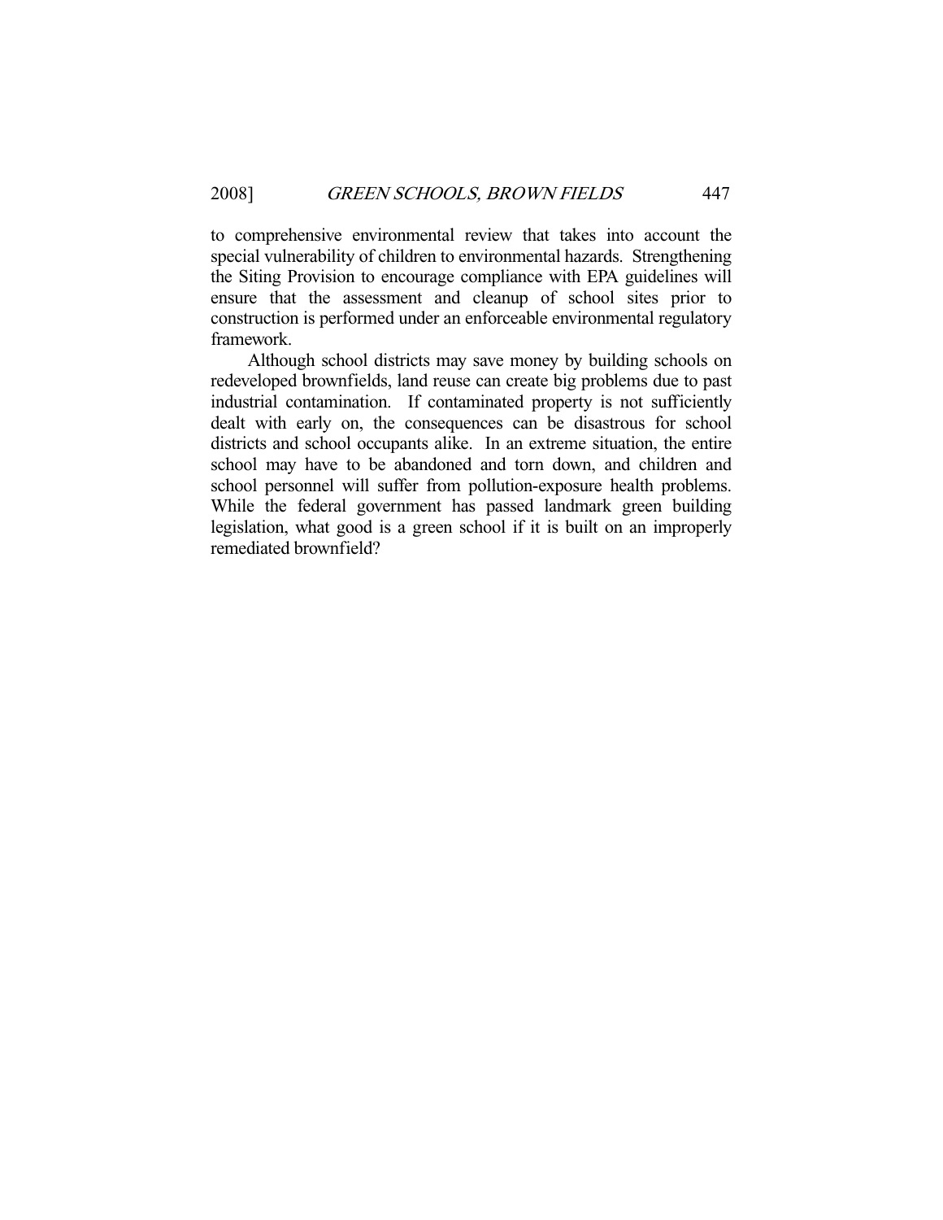to comprehensive environmental review that takes into account the special vulnerability of children to environmental hazards. Strengthening the Siting Provision to encourage compliance with EPA guidelines will ensure that the assessment and cleanup of school sites prior to construction is performed under an enforceable environmental regulatory framework.

Although school districts may save money by building schools on redeveloped brownfields, land reuse can create big problems due to past industrial contamination. If contaminated property is not sufficiently dealt with early on, the consequences can be disastrous for school districts and school occupants alike. In an extreme situation, the entire school may have to be abandoned and torn down, and children and school personnel will suffer from pollution-exposure health problems. While the federal government has passed landmark green building legislation, what good is a green school if it is built on an improperly remediated brownfield?